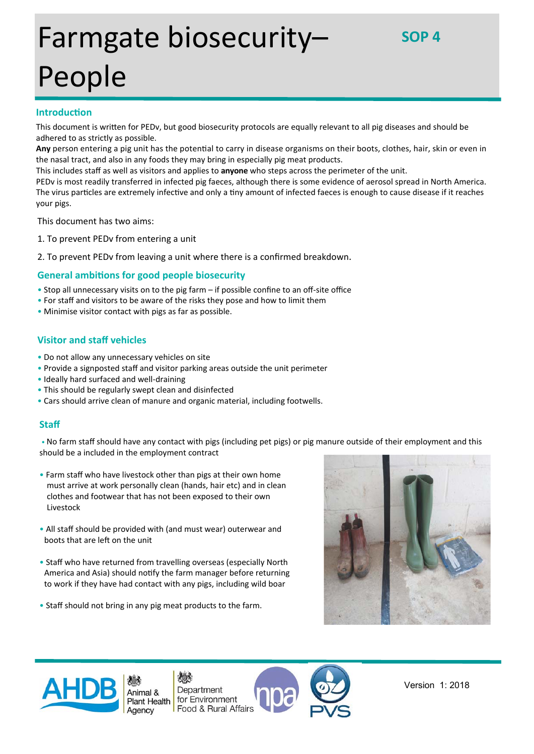# Farmgate biosecurity– People

**SOP 4**

## Introduction

This document is written for PEDv, but good biosecurity protocols are equally relevant to all pig diseases and should be adhered to as strictly as possible.

**Any** person entering a pig unit has the potential to carry in disease organisms on their boots, clothes, hair, skin or even in the nasal tract, and also in any foods they may bring in especially pig meat products.

This includes staff as well as visitors and applies to **anyone** who steps across the perimeter of the unit.

PEDv is most readily transferred in infected pig faeces, although there is some evidence of aerosol spread in North America. The virus particles are extremely infective and only a tiny amount of infected faeces is enough to cause disease if it reaches your pigs.

This document has two aims:

1. To prevent PEDv from entering a unit
2. To prevent PEDv from leaving a unit where there is a confirmed breakdown.

## General ambitions for good people biosecurity

- Stop all unnecessary visits on to the pig farm – if possible confine to an off-site office
- For staff and visitors to be aware of the risks they pose and how to limit them
- Minimise visitor contact with pigs as far as possible.

## Visitor and staff vehicles

- Do not allow any unnecessary vehicles on site
- Provide a signposted staff and visitor parking areas outside the unit perimeter
- Ideally hard surfaced and well-draining
- This should be regularly swept clean and disinfected
- Cars should arrive clean of manure and organic material, including footwells.

## Staff

- No farm staff should have any contact with pigs (including pet pigs) or pig manure outside of their employment and this should be a included in the employment contract
- Farm staff who have livestock other than pigs at their own home must arrive at work personally clean (hands, hair etc) and in clean clothes and footwear that has not been exposed to their own Livestock
- All staff should be provided with (and must wear) outerwear and boots that are left on the unit
- Staff who have returned from travelling overseas (especially North America and Asia) should notify the farm manager before returning to work if they have had contact with any pigs, including wild boar
- Staff should not bring in any pig meat products to the farm.

AHDB | Animal & Plant Health Agency | Department for Environment Food & Rural Affairs | npa | PVS

Version 1: 2018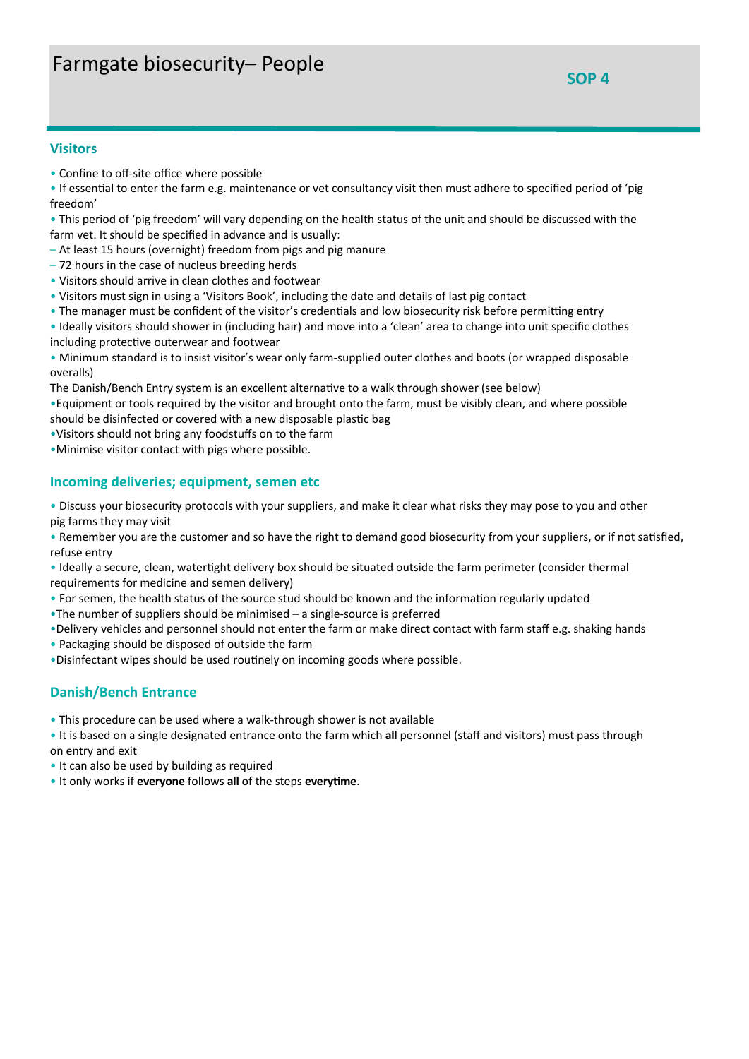# Farmgate biosecurity– People

**SOP 4**

## Visitors

- Confine to off-site office where possible
- If essential to enter the farm e.g. maintenance or vet consultancy visit then must adhere to specified period of 'pig freedom'
- This period of 'pig freedom' will vary depending on the health status of the unit and should be discussed with the farm vet. It should be specified in advance and is usually:
  - At least 15 hours (overnight) freedom from pigs and pig manure
  - 72 hours in the case of nucleus breeding herds
- Visitors should arrive in clean clothes and footwear
- Visitors must sign in using a 'Visitors Book', including the date and details of last pig contact
- The manager must be confident of the visitor's credentials and low biosecurity risk before permitting entry
- Ideally visitors should shower in (including hair) and move into a 'clean' area to change into unit specific clothes including protective outerwear and footwear
- Minimum standard is to insist visitor's wear only farm-supplied outer clothes and boots (or wrapped disposable overalls)

The Danish/Bench Entry system is an excellent alternative to a walk through shower (see below)

- Equipment or tools required by the visitor and brought onto the farm, must be visibly clean, and where possible should be disinfected or covered with a new disposable plastic bag
- Visitors should not bring any foodstuffs on to the farm
- Minimise visitor contact with pigs where possible.

## Incoming deliveries; equipment, semen etc

- Discuss your biosecurity protocols with your suppliers, and make it clear what risks they may pose to you and other pig farms they may visit
- Remember you are the customer and so have the right to demand good biosecurity from your suppliers, or if not satisfied, refuse entry
- Ideally a secure, clean, watertight delivery box should be situated outside the farm perimeter (consider thermal requirements for medicine and semen delivery)
- For semen, the health status of the source stud should be known and the information regularly updated
- The number of suppliers should be minimised – a single-source is preferred
- Delivery vehicles and personnel should not enter the farm or make direct contact with farm staff e.g. shaking hands
- Packaging should be disposed of outside the farm
- Disinfectant wipes should be used routinely on incoming goods where possible.

## Danish/Bench Entrance

- This procedure can be used where a walk-through shower is not available
- It is based on a single designated entrance onto the farm which **all** personnel (staff and visitors) must pass through on entry and exit
- It can also be used by building as required
- It only works if **everyone** follows **all** of the steps **everytime**.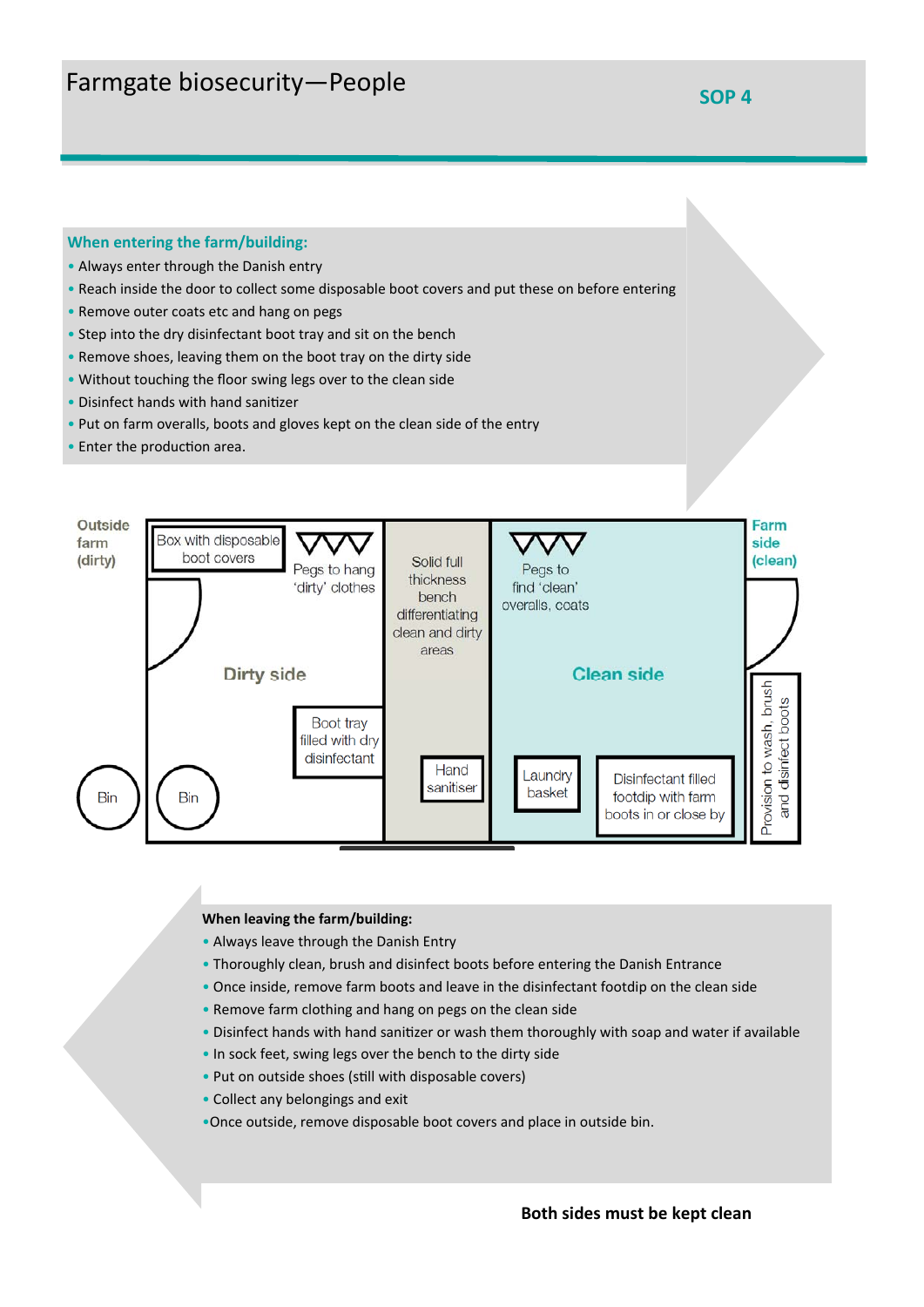# Farmgate biosecurity—People

**SOP 4**

**When entering the farm/building:**

- Always enter through the Danish entry
- Reach inside the door to collect some disposable boot covers and put these on before entering
- Remove outer coats etc and hang on pegs
- Step into the dry disinfectant boot tray and sit on the bench
- Remove shoes, leaving them on the boot tray on the dirty side
- Without touching the floor swing legs over to the clean side
- Disinfect hands with hand sanitizer
- Put on farm overalls, boots and gloves kept on the clean side of the entry
- Enter the production area.

Outside farm (dirty)

Box with disposable boot covers

Pegs to hang 'dirty' clothes

Dirty side

Boot tray filled with dry disinfectant

Bin

Bin

Solid full thickness bench differentiating clean and dirty areas

Hand sanitiser

Pegs to find 'clean' overalls, coats

Clean side

Laundry basket

Disinfectant filled footdip with farm boots in or close by

Provision to wash, brush and disinfect boots

Farm side (clean)

**When leaving the farm/building:**

- Always leave through the Danish Entry
- Thoroughly clean, brush and disinfect boots before entering the Danish Entrance
- Once inside, remove farm boots and leave in the disinfectant footdip on the clean side
- Remove farm clothing and hang on pegs on the clean side
- Disinfect hands with hand sanitizer or wash them thoroughly with soap and water if available
- In sock feet, swing legs over the bench to the dirty side
- Put on outside shoes (still with disposable covers)
- Collect any belongings and exit
- Once outside, remove disposable boot covers and place in outside bin.

**Both sides must be kept clean**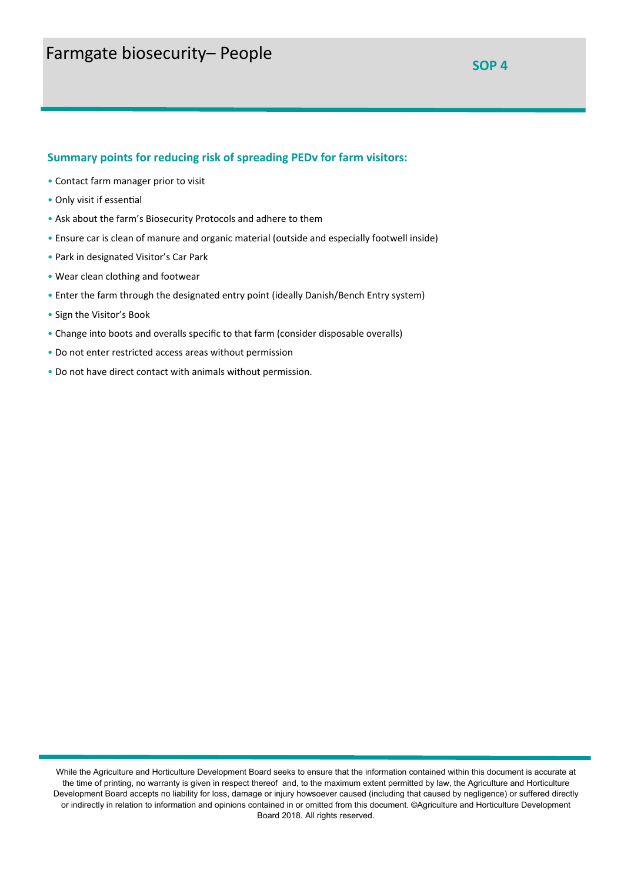# Farmgate biosecurity– People

**SOP 4**

## Summary points for reducing risk of spreading PEDv for farm visitors:

- Contact farm manager prior to visit
- Only visit if essential
- Ask about the farm's Biosecurity Protocols and adhere to them
- Ensure car is clean of manure and organic material (outside and especially footwell inside)
- Park in designated Visitor's Car Park
- Wear clean clothing and footwear
- Enter the farm through the designated entry point (ideally Danish/Bench Entry system)
- Sign the Visitor's Book
- Change into boots and overalls specific to that farm (consider disposable overalls)
- Do not enter restricted access areas without permission
- Do not have direct contact with animals without permission.

While the Agriculture and Horticulture Development Board seeks to ensure that the information contained within this document is accurate at the time of printing, no warranty is given in respect thereof and, to the maximum extent permitted by law, the Agriculture and Horticulture Development Board accepts no liability for loss, damage or injury howsoever caused (including that caused by negligence) or suffered directly or indirectly in relation to information and opinions contained in or omitted from this document. ©Agriculture and Horticulture Development Board 2018. All rights reserved.